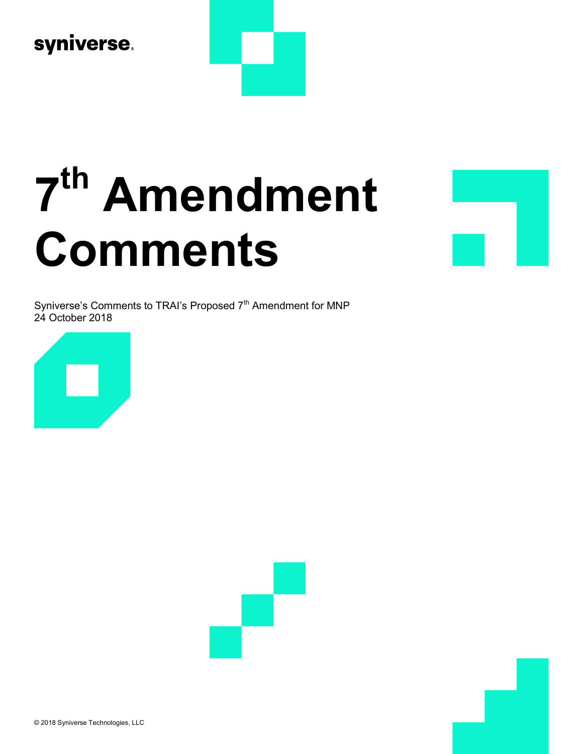syniverse.

# 7th Amendment Comments

Syniverse's Comments to TRAI's Proposed 7th Amendment for MNP
24 October 2018

© 2018 Syniverse Technologies, LLC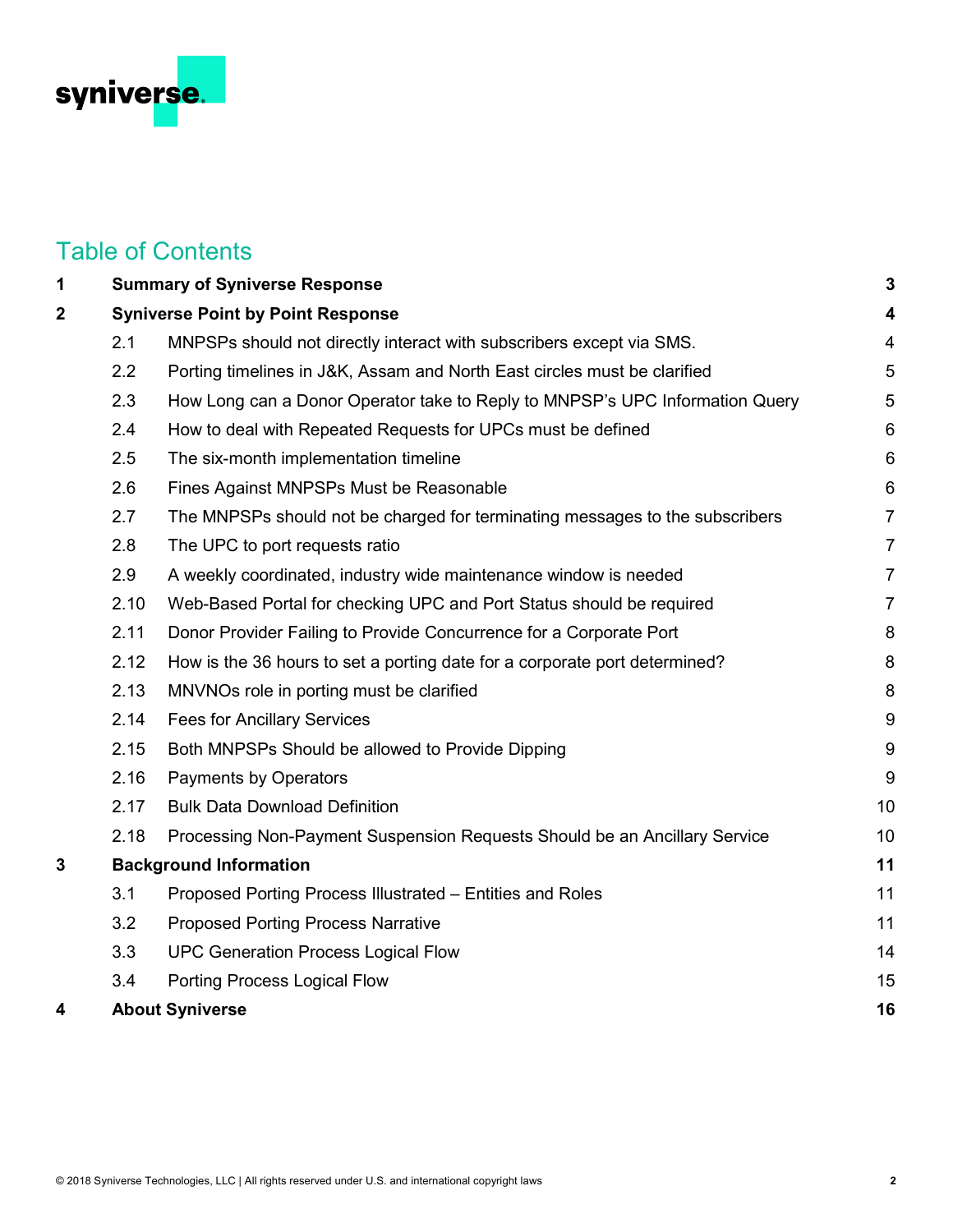# Table of Contents

| | | |
|---|---|---|
| **1** | **Summary of Syniverse Response** | **3** |
| **2** | **Syniverse Point by Point Response** | **4** |
| 2.1 | MNPSPs should not directly interact with subscribers except via SMS. | 4 |
| 2.2 | Porting timelines in J&K, Assam and North East circles must be clarified | 5 |
| 2.3 | How Long can a Donor Operator take to Reply to MNPSP's UPC Information Query | 5 |
| 2.4 | How to deal with Repeated Requests for UPCs must be defined | 6 |
| 2.5 | The six-month implementation timeline | 6 |
| 2.6 | Fines Against MNPSPs Must be Reasonable | 6 |
| 2.7 | The MNPSPs should not be charged for terminating messages to the subscribers | 7 |
| 2.8 | The UPC to port requests ratio | 7 |
| 2.9 | A weekly coordinated, industry wide maintenance window is needed | 7 |
| 2.10 | Web-Based Portal for checking UPC and Port Status should be required | 7 |
| 2.11 | Donor Provider Failing to Provide Concurrence for a Corporate Port | 8 |
| 2.12 | How is the 36 hours to set a porting date for a corporate port determined? | 8 |
| 2.13 | MNVNOs role in porting must be clarified | 8 |
| 2.14 | Fees for Ancillary Services | 9 |
| 2.15 | Both MNPSPs Should be allowed to Provide Dipping | 9 |
| 2.16 | Payments by Operators | 9 |
| 2.17 | Bulk Data Download Definition | 10 |
| 2.18 | Processing Non-Payment Suspension Requests Should be an Ancillary Service | 10 |
| **3** | **Background Information** | **11** |
| 3.1 | Proposed Porting Process Illustrated – Entities and Roles | 11 |
| 3.2 | Proposed Porting Process Narrative | 11 |
| 3.3 | UPC Generation Process Logical Flow | 14 |
| 3.4 | Porting Process Logical Flow | 15 |
| **4** | **About Syniverse** | **16** |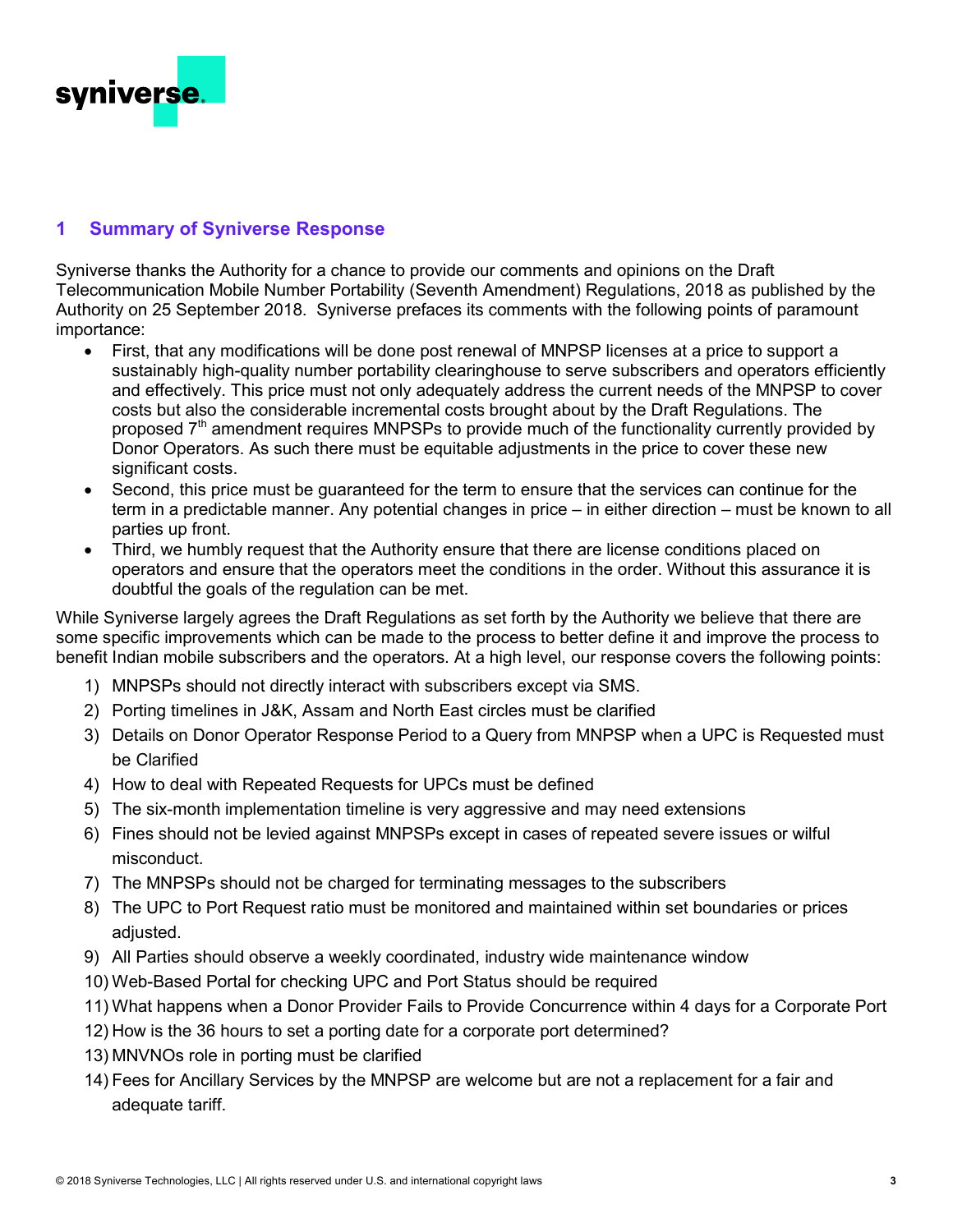## 1 Summary of Syniverse Response

Syniverse thanks the Authority for a chance to provide our comments and opinions on the Draft Telecommunication Mobile Number Portability (Seventh Amendment) Regulations, 2018 as published by the Authority on 25 September 2018. Syniverse prefaces its comments with the following points of paramount importance:

- First, that any modifications will be done post renewal of MNPSP licenses at a price to support a sustainably high-quality number portability clearinghouse to serve subscribers and operators efficiently and effectively. This price must not only adequately address the current needs of the MNPSP to cover costs but also the considerable incremental costs brought about by the Draft Regulations. The proposed 7th amendment requires MNPSPs to provide much of the functionality currently provided by Donor Operators. As such there must be equitable adjustments in the price to cover these new significant costs.
- Second, this price must be guaranteed for the term to ensure that the services can continue for the term in a predictable manner. Any potential changes in price – in either direction – must be known to all parties up front.
- Third, we humbly request that the Authority ensure that there are license conditions placed on operators and ensure that the operators meet the conditions in the order. Without this assurance it is doubtful the goals of the regulation can be met.

While Syniverse largely agrees the Draft Regulations as set forth by the Authority we believe that there are some specific improvements which can be made to the process to better define it and improve the process to benefit Indian mobile subscribers and the operators. At a high level, our response covers the following points:

1) MNPSPs should not directly interact with subscribers except via SMS.
2) Porting timelines in J&K, Assam and North East circles must be clarified
3) Details on Donor Operator Response Period to a Query from MNPSP when a UPC is Requested must be Clarified
4) How to deal with Repeated Requests for UPCs must be defined
5) The six-month implementation timeline is very aggressive and may need extensions
6) Fines should not be levied against MNPSPs except in cases of repeated severe issues or wilful misconduct.
7) The MNPSPs should not be charged for terminating messages to the subscribers
8) The UPC to Port Request ratio must be monitored and maintained within set boundaries or prices adjusted.
9) All Parties should observe a weekly coordinated, industry wide maintenance window
10) Web-Based Portal for checking UPC and Port Status should be required
11) What happens when a Donor Provider Fails to Provide Concurrence within 4 days for a Corporate Port
12) How is the 36 hours to set a porting date for a corporate port determined?
13) MNVNOs role in porting must be clarified
14) Fees for Ancillary Services by the MNPSP are welcome but are not a replacement for a fair and adequate tariff.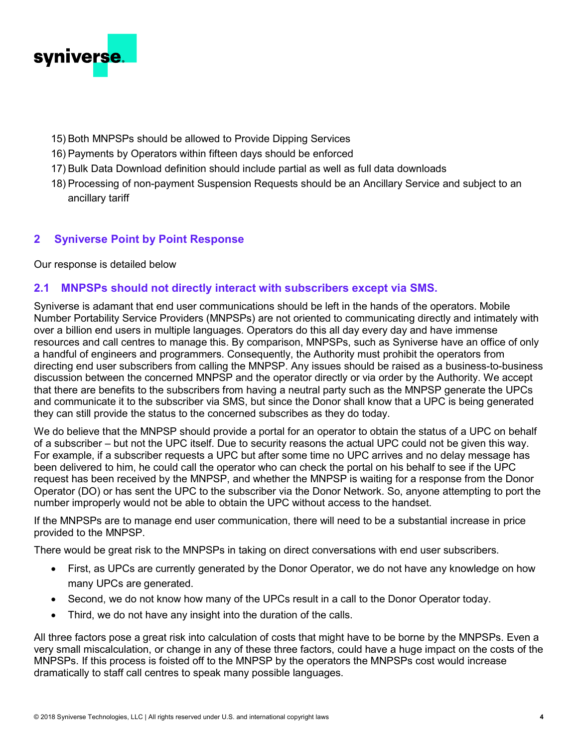15) Both MNPSPs should be allowed to Provide Dipping Services
16) Payments by Operators within fifteen days should be enforced
17) Bulk Data Download definition should include partial as well as full data downloads
18) Processing of non-payment Suspension Requests should be an Ancillary Service and subject to an ancillary tariff

## 2 Syniverse Point by Point Response

Our response is detailed below

### 2.1 MNPSPs should not directly interact with subscribers except via SMS.

Syniverse is adamant that end user communications should be left in the hands of the operators. Mobile Number Portability Service Providers (MNPSPs) are not oriented to communicating directly and intimately with over a billion end users in multiple languages. Operators do this all day every day and have immense resources and call centres to manage this. By comparison, MNPSPs, such as Syniverse have an office of only a handful of engineers and programmers. Consequently, the Authority must prohibit the operators from directing end user subscribers from calling the MNPSP. Any issues should be raised as a business-to-business discussion between the concerned MNPSP and the operator directly or via order by the Authority. We accept that there are benefits to the subscribers from having a neutral party such as the MNPSP generate the UPCs and communicate it to the subscriber via SMS, but since the Donor shall know that a UPC is being generated they can still provide the status to the concerned subscribes as they do today.

We do believe that the MNPSP should provide a portal for an operator to obtain the status of a UPC on behalf of a subscriber – but not the UPC itself. Due to security reasons the actual UPC could not be given this way. For example, if a subscriber requests a UPC but after some time no UPC arrives and no delay message has been delivered to him, he could call the operator who can check the portal on his behalf to see if the UPC request has been received by the MNPSP, and whether the MNPSP is waiting for a response from the Donor Operator (DO) or has sent the UPC to the subscriber via the Donor Network. So, anyone attempting to port the number improperly would not be able to obtain the UPC without access to the handset.

If the MNPSPs are to manage end user communication, there will need to be a substantial increase in price provided to the MNPSP.

There would be great risk to the MNPSPs in taking on direct conversations with end user subscribers.

- First, as UPCs are currently generated by the Donor Operator, we do not have any knowledge on how many UPCs are generated.
- Second, we do not know how many of the UPCs result in a call to the Donor Operator today.
- Third, we do not have any insight into the duration of the calls.

All three factors pose a great risk into calculation of costs that might have to be borne by the MNPSPs. Even a very small miscalculation, or change in any of these three factors, could have a huge impact on the costs of the MNPSPs. If this process is foisted off to the MNPSP by the operators the MNPSPs cost would increase dramatically to staff call centres to speak many possible languages.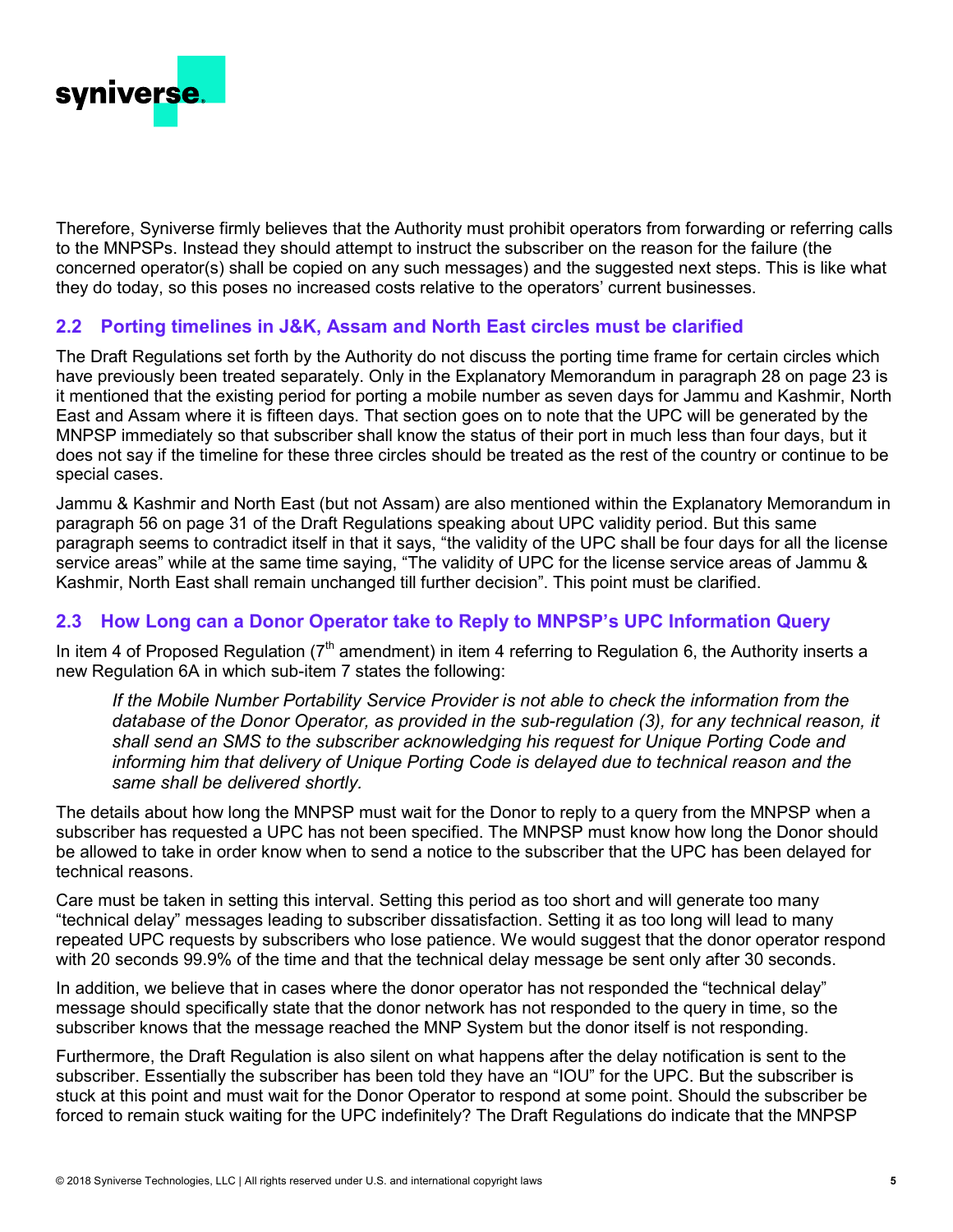Therefore, Syniverse firmly believes that the Authority must prohibit operators from forwarding or referring calls to the MNPSPs. Instead they should attempt to instruct the subscriber on the reason for the failure (the concerned operator(s) shall be copied on any such messages) and the suggested next steps. This is like what they do today, so this poses no increased costs relative to the operators' current businesses.

## 2.2 Porting timelines in J&K, Assam and North East circles must be clarified

The Draft Regulations set forth by the Authority do not discuss the porting time frame for certain circles which have previously been treated separately. Only in the Explanatory Memorandum in paragraph 28 on page 23 is it mentioned that the existing period for porting a mobile number as seven days for Jammu and Kashmir, North East and Assam where it is fifteen days. That section goes on to note that the UPC will be generated by the MNPSP immediately so that subscriber shall know the status of their port in much less than four days, but it does not say if the timeline for these three circles should be treated as the rest of the country or continue to be special cases.

Jammu & Kashmir and North East (but not Assam) are also mentioned within the Explanatory Memorandum in paragraph 56 on page 31 of the Draft Regulations speaking about UPC validity period. But this same paragraph seems to contradict itself in that it says, "the validity of the UPC shall be four days for all the license service areas" while at the same time saying, "The validity of UPC for the license service areas of Jammu & Kashmir, North East shall remain unchanged till further decision". This point must be clarified.

## 2.3 How Long can a Donor Operator take to Reply to MNPSP's UPC Information Query

In item 4 of Proposed Regulation ($7^{th}$ amendment) in item 4 referring to Regulation 6, the Authority inserts a new Regulation 6A in which sub-item 7 states the following:

> *If the Mobile Number Portability Service Provider is not able to check the information from the database of the Donor Operator, as provided in the sub-regulation (3), for any technical reason, it shall send an SMS to the subscriber acknowledging his request for Unique Porting Code and informing him that delivery of Unique Porting Code is delayed due to technical reason and the same shall be delivered shortly.*

The details about how long the MNPSP must wait for the Donor to reply to a query from the MNPSP when a subscriber has requested a UPC has not been specified. The MNPSP must know how long the Donor should be allowed to take in order know when to send a notice to the subscriber that the UPC has been delayed for technical reasons.

Care must be taken in setting this interval. Setting this period as too short and will generate too many "technical delay" messages leading to subscriber dissatisfaction. Setting it as too long will lead to many repeated UPC requests by subscribers who lose patience. We would suggest that the donor operator respond with 20 seconds 99.9% of the time and that the technical delay message be sent only after 30 seconds.

In addition, we believe that in cases where the donor operator has not responded the "technical delay" message should specifically state that the donor network has not responded to the query in time, so the subscriber knows that the message reached the MNP System but the donor itself is not responding.

Furthermore, the Draft Regulation is also silent on what happens after the delay notification is sent to the subscriber. Essentially the subscriber has been told they have an "IOU" for the UPC. But the subscriber is stuck at this point and must wait for the Donor Operator to respond at some point. Should the subscriber be forced to remain stuck waiting for the UPC indefinitely? The Draft Regulations do indicate that the MNPSP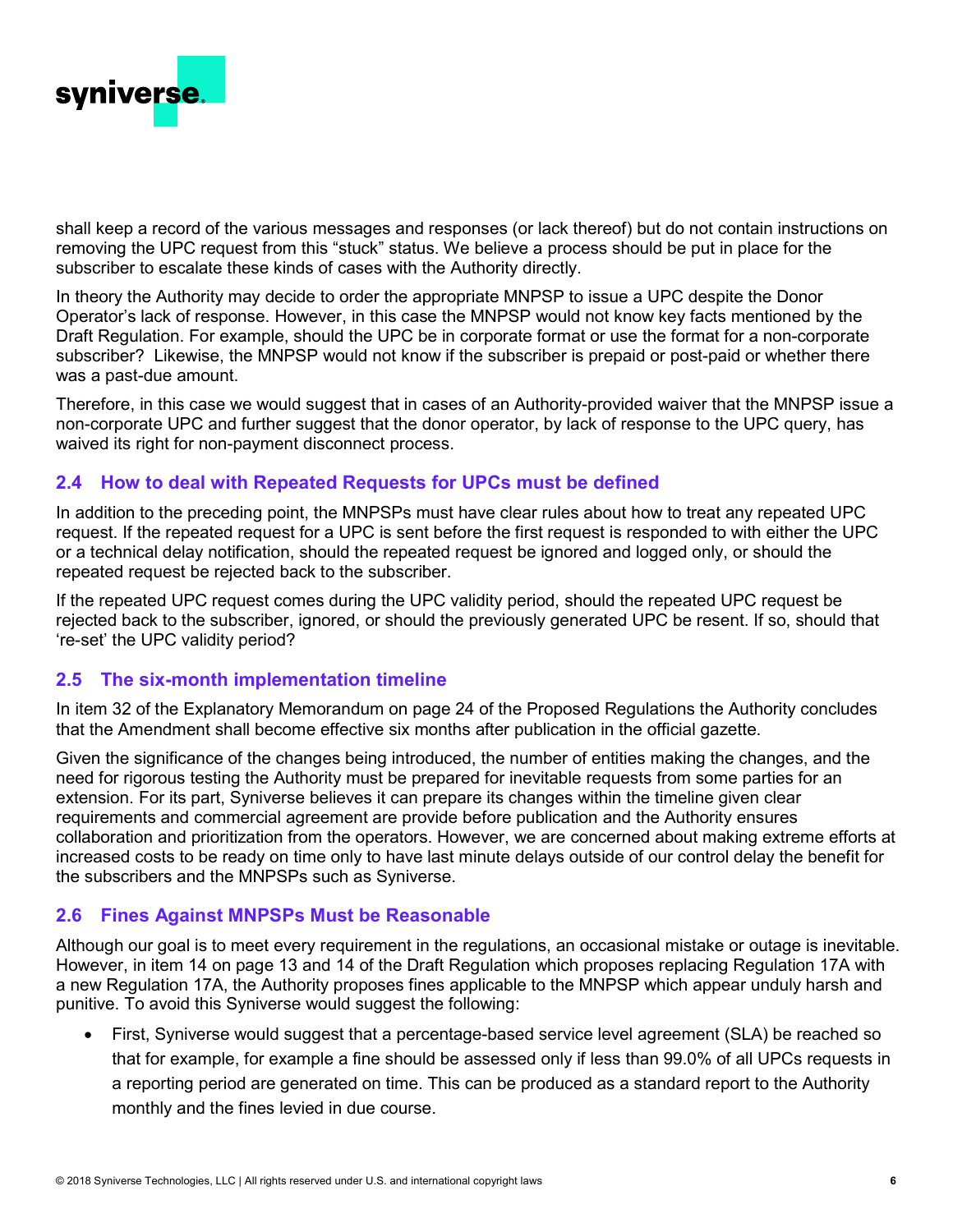shall keep a record of the various messages and responses (or lack thereof) but do not contain instructions on removing the UPC request from this "stuck" status. We believe a process should be put in place for the subscriber to escalate these kinds of cases with the Authority directly.

In theory the Authority may decide to order the appropriate MNPSP to issue a UPC despite the Donor Operator's lack of response. However, in this case the MNPSP would not know key facts mentioned by the Draft Regulation. For example, should the UPC be in corporate format or use the format for a non-corporate subscriber? Likewise, the MNPSP would not know if the subscriber is prepaid or post-paid or whether there was a past-due amount.

Therefore, in this case we would suggest that in cases of an Authority-provided waiver that the MNPSP issue a non-corporate UPC and further suggest that the donor operator, by lack of response to the UPC query, has waived its right for non-payment disconnect process.

## 2.4 How to deal with Repeated Requests for UPCs must be defined

In addition to the preceding point, the MNPSPs must have clear rules about how to treat any repeated UPC request. If the repeated request for a UPC is sent before the first request is responded to with either the UPC or a technical delay notification, should the repeated request be ignored and logged only, or should the repeated request be rejected back to the subscriber.

If the repeated UPC request comes during the UPC validity period, should the repeated UPC request be rejected back to the subscriber, ignored, or should the previously generated UPC be resent. If so, should that 're-set' the UPC validity period?

## 2.5 The six-month implementation timeline

In item 32 of the Explanatory Memorandum on page 24 of the Proposed Regulations the Authority concludes that the Amendment shall become effective six months after publication in the official gazette.

Given the significance of the changes being introduced, the number of entities making the changes, and the need for rigorous testing the Authority must be prepared for inevitable requests from some parties for an extension. For its part, Syniverse believes it can prepare its changes within the timeline given clear requirements and commercial agreement are provide before publication and the Authority ensures collaboration and prioritization from the operators. However, we are concerned about making extreme efforts at increased costs to be ready on time only to have last minute delays outside of our control delay the benefit for the subscribers and the MNPSPs such as Syniverse.

## 2.6 Fines Against MNPSPs Must be Reasonable

Although our goal is to meet every requirement in the regulations, an occasional mistake or outage is inevitable. However, in item 14 on page 13 and 14 of the Draft Regulation which proposes replacing Regulation 17A with a new Regulation 17A, the Authority proposes fines applicable to the MNPSP which appear unduly harsh and punitive. To avoid this Syniverse would suggest the following:

- First, Syniverse would suggest that a percentage-based service level agreement (SLA) be reached so that for example, for example a fine should be assessed only if less than 99.0% of all UPCs requests in a reporting period are generated on time. This can be produced as a standard report to the Authority monthly and the fines levied in due course.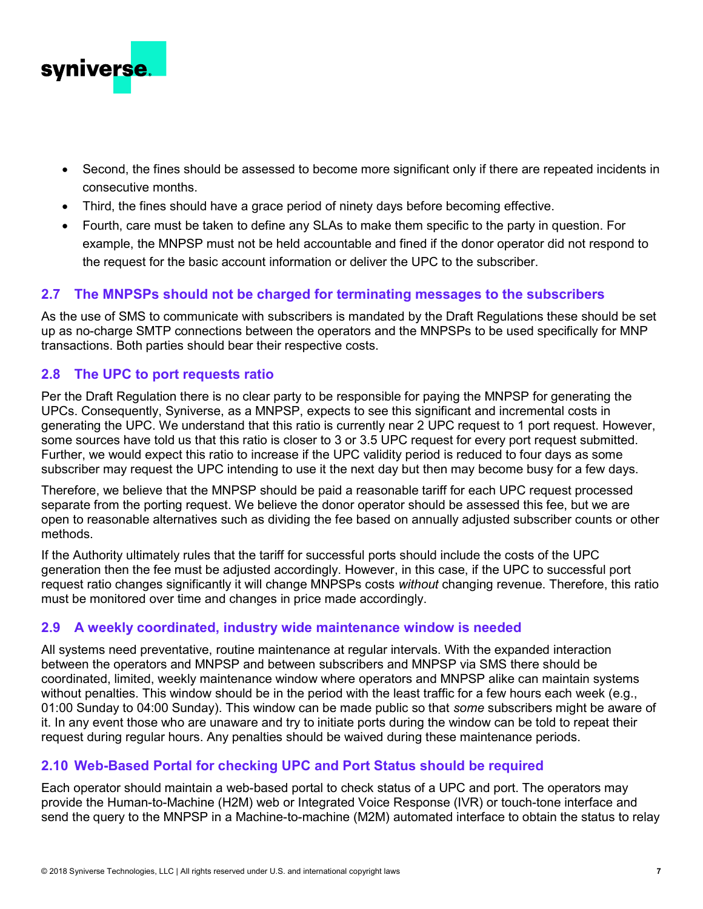- Second, the fines should be assessed to become more significant only if there are repeated incidents in consecutive months.
- Third, the fines should have a grace period of ninety days before becoming effective.
- Fourth, care must be taken to define any SLAs to make them specific to the party in question. For example, the MNPSP must not be held accountable and fined if the donor operator did not respond to the request for the basic account information or deliver the UPC to the subscriber.

## 2.7 The MNPSPs should not be charged for terminating messages to the subscribers

As the use of SMS to communicate with subscribers is mandated by the Draft Regulations these should be set up as no-charge SMTP connections between the operators and the MNPSPs to be used specifically for MNP transactions. Both parties should bear their respective costs.

## 2.8 The UPC to port requests ratio

Per the Draft Regulation there is no clear party to be responsible for paying the MNPSP for generating the UPCs. Consequently, Syniverse, as a MNPSP, expects to see this significant and incremental costs in generating the UPC. We understand that this ratio is currently near 2 UPC request to 1 port request. However, some sources have told us that this ratio is closer to 3 or 3.5 UPC request for every port request submitted. Further, we would expect this ratio to increase if the UPC validity period is reduced to four days as some subscriber may request the UPC intending to use it the next day but then may become busy for a few days.

Therefore, we believe that the MNPSP should be paid a reasonable tariff for each UPC request processed separate from the porting request. We believe the donor operator should be assessed this fee, but we are open to reasonable alternatives such as dividing the fee based on annually adjusted subscriber counts or other methods.

If the Authority ultimately rules that the tariff for successful ports should include the costs of the UPC generation then the fee must be adjusted accordingly. However, in this case, if the UPC to successful port request ratio changes significantly it will change MNPSPs costs *without* changing revenue. Therefore, this ratio must be monitored over time and changes in price made accordingly.

## 2.9 A weekly coordinated, industry wide maintenance window is needed

All systems need preventative, routine maintenance at regular intervals. With the expanded interaction between the operators and MNPSP and between subscribers and MNPSP via SMS there should be coordinated, limited, weekly maintenance window where operators and MNPSP alike can maintain systems without penalties. This window should be in the period with the least traffic for a few hours each week (e.g., 01:00 Sunday to 04:00 Sunday). This window can be made public so that *some* subscribers might be aware of it. In any event those who are unaware and try to initiate ports during the window can be told to repeat their request during regular hours. Any penalties should be waived during these maintenance periods.

## 2.10 Web-Based Portal for checking UPC and Port Status should be required

Each operator should maintain a web-based portal to check status of a UPC and port. The operators may provide the Human-to-Machine (H2M) web or Integrated Voice Response (IVR) or touch-tone interface and send the query to the MNPSP in a Machine-to-machine (M2M) automated interface to obtain the status to relay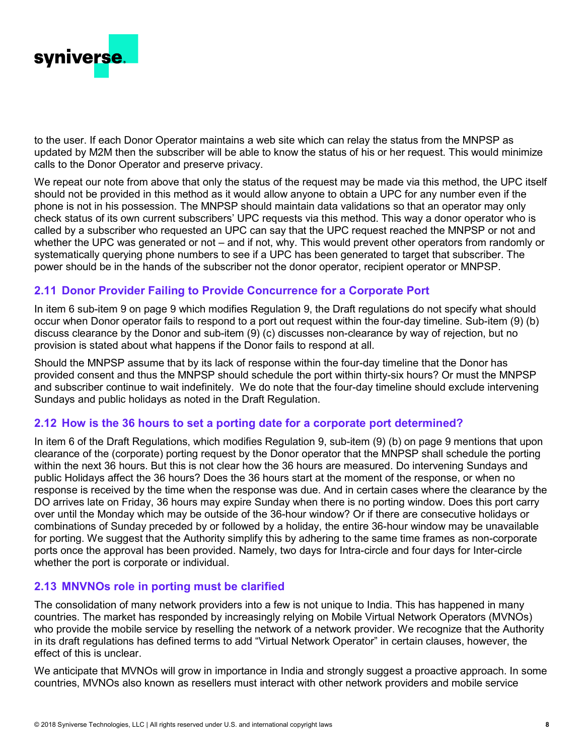to the user. If each Donor Operator maintains a web site which can relay the status from the MNPSP as updated by M2M then the subscriber will be able to know the status of his or her request. This would minimize calls to the Donor Operator and preserve privacy.

We repeat our note from above that only the status of the request may be made via this method, the UPC itself should not be provided in this method as it would allow anyone to obtain a UPC for any number even if the phone is not in his possession. The MNPSP should maintain data validations so that an operator may only check status of its own current subscribers' UPC requests via this method. This way a donor operator who is called by a subscriber who requested an UPC can say that the UPC request reached the MNPSP or not and whether the UPC was generated or not – and if not, why. This would prevent other operators from randomly or systematically querying phone numbers to see if a UPC has been generated to target that subscriber. The power should be in the hands of the subscriber not the donor operator, recipient operator or MNPSP.

## 2.11 Donor Provider Failing to Provide Concurrence for a Corporate Port

In item 6 sub-item 9 on page 9 which modifies Regulation 9, the Draft regulations do not specify what should occur when Donor operator fails to respond to a port out request within the four-day timeline. Sub-item (9) (b) discuss clearance by the Donor and sub-item (9) (c) discusses non-clearance by way of rejection, but no provision is stated about what happens if the Donor fails to respond at all.

Should the MNPSP assume that by its lack of response within the four-day timeline that the Donor has provided consent and thus the MNPSP should schedule the port within thirty-six hours? Or must the MNPSP and subscriber continue to wait indefinitely. We do note that the four-day timeline should exclude intervening Sundays and public holidays as noted in the Draft Regulation.

## 2.12 How is the 36 hours to set a porting date for a corporate port determined?

In item 6 of the Draft Regulations, which modifies Regulation 9, sub-item (9) (b) on page 9 mentions that upon clearance of the (corporate) porting request by the Donor operator that the MNPSP shall schedule the porting within the next 36 hours. But this is not clear how the 36 hours are measured. Do intervening Sundays and public Holidays affect the 36 hours? Does the 36 hours start at the moment of the response, or when no response is received by the time when the response was due. And in certain cases where the clearance by the DO arrives late on Friday, 36 hours may expire Sunday when there is no porting window. Does this port carry over until the Monday which may be outside of the 36-hour window? Or if there are consecutive holidays or combinations of Sunday preceded by or followed by a holiday, the entire 36-hour window may be unavailable for porting. We suggest that the Authority simplify this by adhering to the same time frames as non-corporate ports once the approval has been provided. Namely, two days for Intra-circle and four days for Inter-circle whether the port is corporate or individual.

## 2.13 MNVNOs role in porting must be clarified

The consolidation of many network providers into a few is not unique to India. This has happened in many countries. The market has responded by increasingly relying on Mobile Virtual Network Operators (MVNOs) who provide the mobile service by reselling the network of a network provider. We recognize that the Authority in its draft regulations has defined terms to add "Virtual Network Operator" in certain clauses, however, the effect of this is unclear.

We anticipate that MVNOs will grow in importance in India and strongly suggest a proactive approach. In some countries, MVNOs also known as resellers must interact with other network providers and mobile service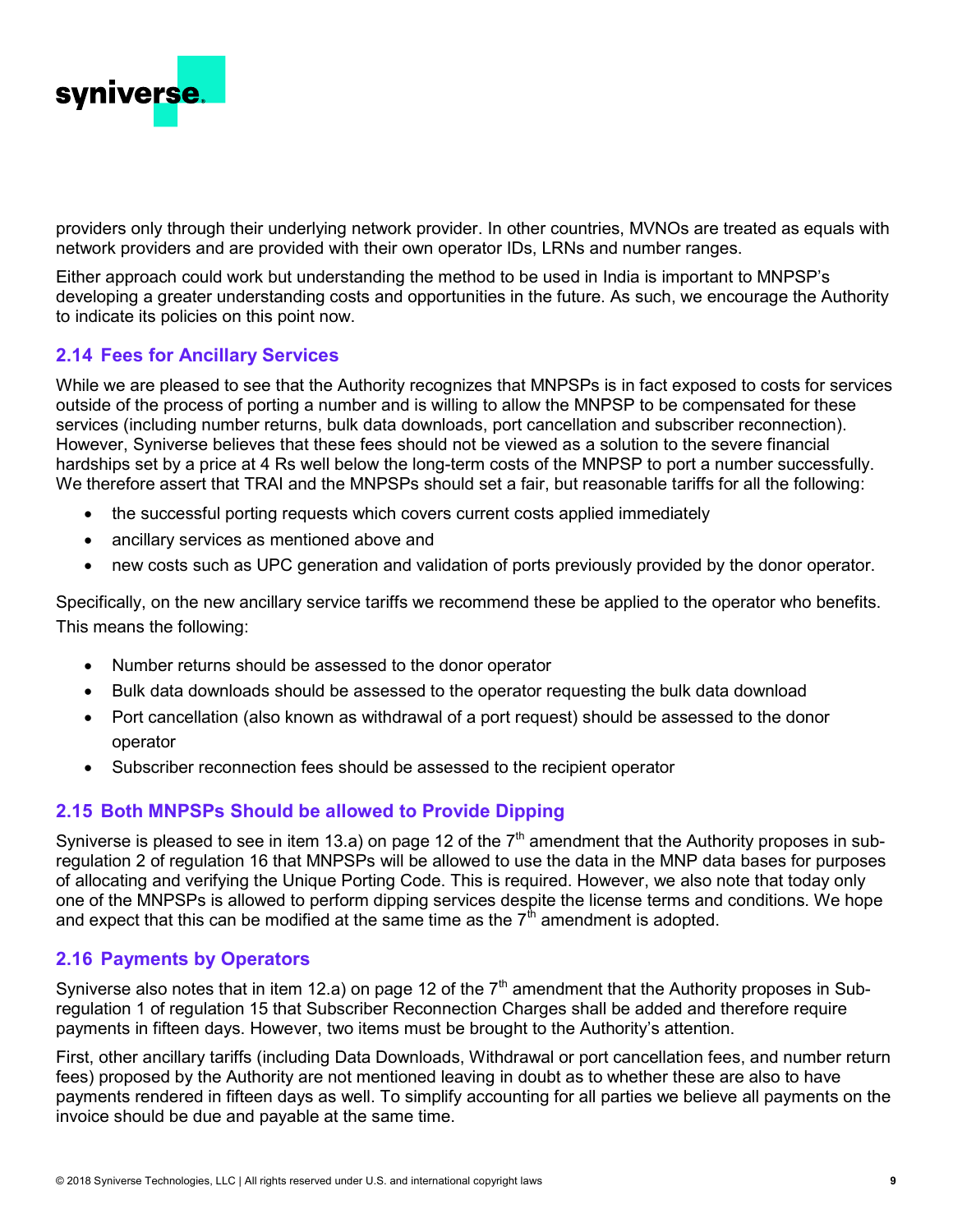providers only through their underlying network provider. In other countries, MVNOs are treated as equals with network providers and are provided with their own operator IDs, LRNs and number ranges.

Either approach could work but understanding the method to be used in India is important to MNPSP's developing a greater understanding costs and opportunities in the future. As such, we encourage the Authority to indicate its policies on this point now.

## 2.14 Fees for Ancillary Services

While we are pleased to see that the Authority recognizes that MNPSPs is in fact exposed to costs for services outside of the process of porting a number and is willing to allow the MNPSP to be compensated for these services (including number returns, bulk data downloads, port cancellation and subscriber reconnection). However, Syniverse believes that these fees should not be viewed as a solution to the severe financial hardships set by a price at 4 Rs well below the long-term costs of the MNPSP to port a number successfully. We therefore assert that TRAI and the MNPSPs should set a fair, but reasonable tariffs for all the following:

- the successful porting requests which covers current costs applied immediately
- ancillary services as mentioned above and
- new costs such as UPC generation and validation of ports previously provided by the donor operator.

Specifically, on the new ancillary service tariffs we recommend these be applied to the operator who benefits. This means the following:

- Number returns should be assessed to the donor operator
- Bulk data downloads should be assessed to the operator requesting the bulk data download
- Port cancellation (also known as withdrawal of a port request) should be assessed to the donor operator
- Subscriber reconnection fees should be assessed to the recipient operator

## 2.15 Both MNPSPs Should be allowed to Provide Dipping

Syniverse is pleased to see in item 13.a) on page 12 of the 7th amendment that the Authority proposes in sub-regulation 2 of regulation 16 that MNPSPs will be allowed to use the data in the MNP data bases for purposes of allocating and verifying the Unique Porting Code. This is required. However, we also note that today only one of the MNPSPs is allowed to perform dipping services despite the license terms and conditions. We hope and expect that this can be modified at the same time as the 7th amendment is adopted.

## 2.16 Payments by Operators

Syniverse also notes that in item 12.a) on page 12 of the 7th amendment that the Authority proposes in Sub-regulation 1 of regulation 15 that Subscriber Reconnection Charges shall be added and therefore require payments in fifteen days. However, two items must be brought to the Authority's attention.

First, other ancillary tariffs (including Data Downloads, Withdrawal or port cancellation fees, and number return fees) proposed by the Authority are not mentioned leaving in doubt as to whether these are also to have payments rendered in fifteen days as well. To simplify accounting for all parties we believe all payments on the invoice should be due and payable at the same time.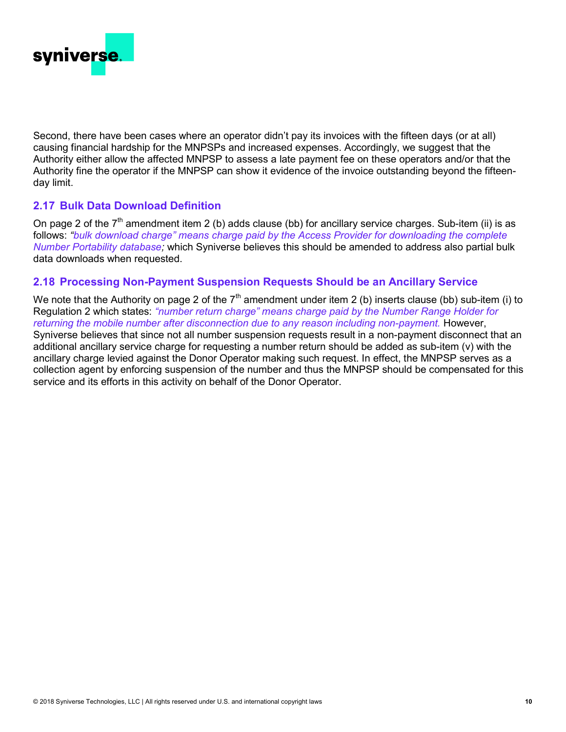Second, there have been cases where an operator didn't pay its invoices with the fifteen days (or at all) causing financial hardship for the MNPSPs and increased expenses. Accordingly, we suggest that the Authority either allow the affected MNPSP to assess a late payment fee on these operators and/or that the Authority fine the operator if the MNPSP can show it evidence of the invoice outstanding beyond the fifteen-day limit.

## 2.17 Bulk Data Download Definition

On page 2 of the 7th amendment item 2 (b) adds clause (bb) for ancillary service charges. Sub-item (ii) is as follows: *"bulk download charge" means charge paid by the Access Provider for downloading the complete Number Portability database;* which Syniverse believes this should be amended to address also partial bulk data downloads when requested.

## 2.18 Processing Non-Payment Suspension Requests Should be an Ancillary Service

We note that the Authority on page 2 of the 7th amendment under item 2 (b) inserts clause (bb) sub-item (i) to Regulation 2 which states: *"number return charge" means charge paid by the Number Range Holder for returning the mobile number after disconnection due to any reason including non-payment.* However, Syniverse believes that since not all number suspension requests result in a non-payment disconnect that an additional ancillary service charge for requesting a number return should be added as sub-item (v) with the ancillary charge levied against the Donor Operator making such request. In effect, the MNPSP serves as a collection agent by enforcing suspension of the number and thus the MNPSP should be compensated for this service and its efforts in this activity on behalf of the Donor Operator.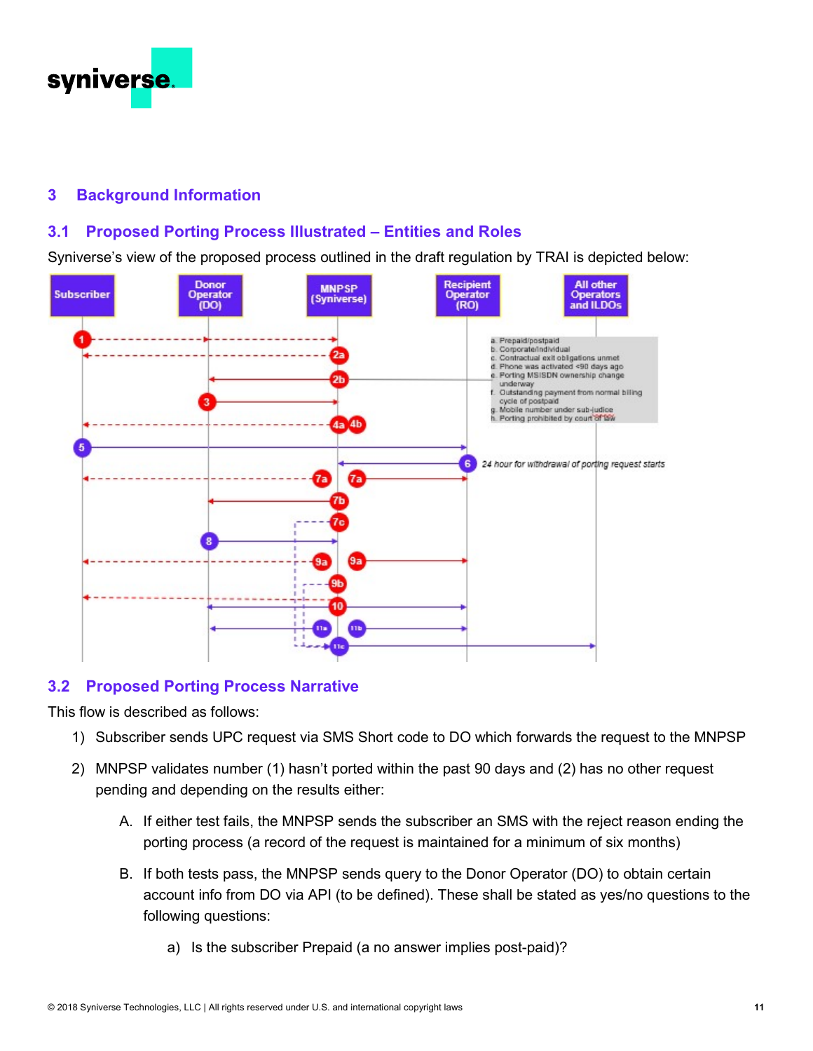## 3 Background Information

### 3.1 Proposed Porting Process Illustrated – Entities and Roles

Syniverse's view of the proposed process outlined in the draft regulation by TRAI is depicted below:

### 3.2 Proposed Porting Process Narrative

This flow is described as follows:

1) Subscriber sends UPC request via SMS Short code to DO which forwards the request to the MNPSP

2) MNPSP validates number (1) hasn't ported within the past 90 days and (2) has no other request pending and depending on the results either:

   A. If either test fails, the MNPSP sends the subscriber an SMS with the reject reason ending the porting process (a record of the request is maintained for a minimum of six months)

   B. If both tests pass, the MNPSP sends query to the Donor Operator (DO) to obtain certain account info from DO via API (to be defined). These shall be stated as yes/no questions to the following questions:

      a) Is the subscriber Prepaid (a no answer implies post-paid)?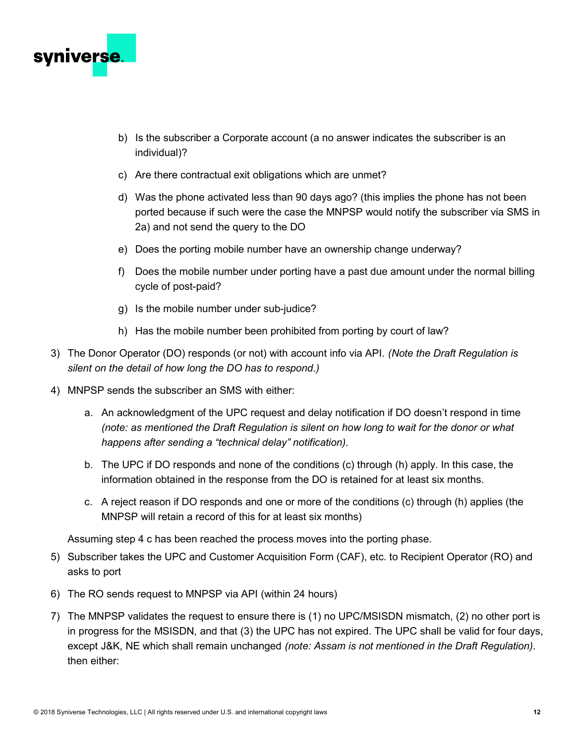b) Is the subscriber a Corporate account (a no answer indicates the subscriber is an individual)?

c) Are there contractual exit obligations which are unmet?

d) Was the phone activated less than 90 days ago? (this implies the phone has not been ported because if such were the case the MNPSP would notify the subscriber via SMS in 2a) and not send the query to the DO

e) Does the porting mobile number have an ownership change underway?

f) Does the mobile number under porting have a past due amount under the normal billing cycle of post-paid?

g) Is the mobile number under sub-judice?

h) Has the mobile number been prohibited from porting by court of law?

3) The Donor Operator (DO) responds (or not) with account info via API. *(Note the Draft Regulation is silent on the detail of how long the DO has to respond.)*

4) MNPSP sends the subscriber an SMS with either:

   a. An acknowledgment of the UPC request and delay notification if DO doesn't respond in time *(note: as mentioned the Draft Regulation is silent on how long to wait for the donor or what happens after sending a "technical delay" notification).*

   b. The UPC if DO responds and none of the conditions (c) through (h) apply. In this case, the information obtained in the response from the DO is retained for at least six months.

   c. A reject reason if DO responds and one or more of the conditions (c) through (h) applies (the MNPSP will retain a record of this for at least six months)

   Assuming step 4 c has been reached the process moves into the porting phase.

5) Subscriber takes the UPC and Customer Acquisition Form (CAF), etc. to Recipient Operator (RO) and asks to port

6) The RO sends request to MNPSP via API (within 24 hours)

7) The MNPSP validates the request to ensure there is (1) no UPC/MSISDN mismatch, (2) no other port is in progress for the MSISDN, and that (3) the UPC has not expired. The UPC shall be valid for four days, except J&K, NE which shall remain unchanged *(note: Assam is not mentioned in the Draft Regulation)*. then either: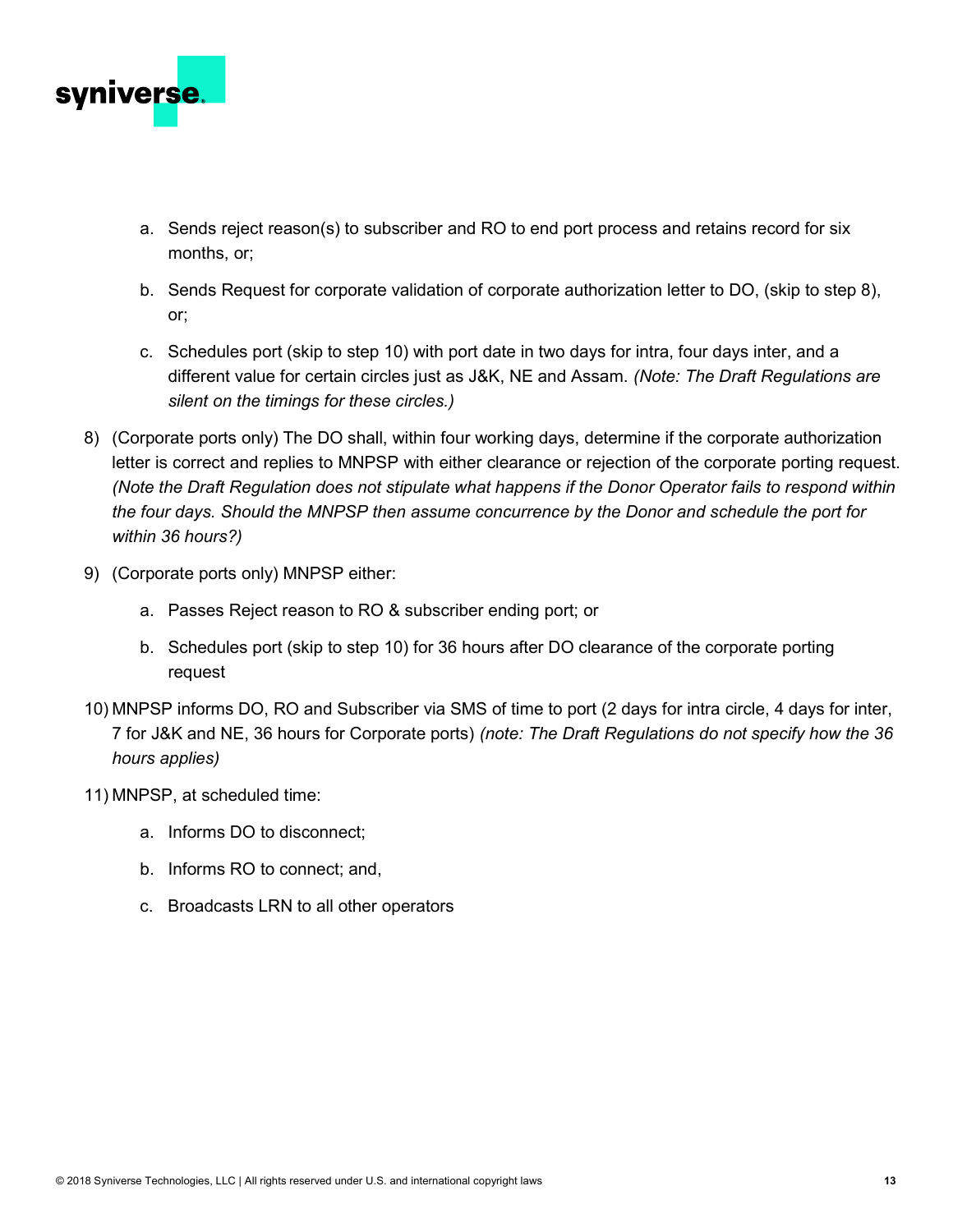a. Sends reject reason(s) to subscriber and RO to end port process and retains record for six months, or;

   b. Sends Request for corporate validation of corporate authorization letter to DO, (skip to step 8), or;

   c. Schedules port (skip to step 10) with port date in two days for intra, four days inter, and a different value for certain circles just as J&K, NE and Assam. *(Note: The Draft Regulations are silent on the timings for these circles.)*

8) (Corporate ports only) The DO shall, within four working days, determine if the corporate authorization letter is correct and replies to MNPSP with either clearance or rejection of the corporate porting request. *(Note the Draft Regulation does not stipulate what happens if the Donor Operator fails to respond within the four days. Should the MNPSP then assume concurrence by the Donor and schedule the port for within 36 hours?)*

9) (Corporate ports only) MNPSP either:

   a. Passes Reject reason to RO & subscriber ending port; or

   b. Schedules port (skip to step 10) for 36 hours after DO clearance of the corporate porting request

10) MNPSP informs DO, RO and Subscriber via SMS of time to port (2 days for intra circle, 4 days for inter, 7 for J&K and NE, 36 hours for Corporate ports) *(note: The Draft Regulations do not specify how the 36 hours applies)*

11) MNPSP, at scheduled time:

   a. Informs DO to disconnect;

   b. Informs RO to connect; and,

   c. Broadcasts LRN to all other operators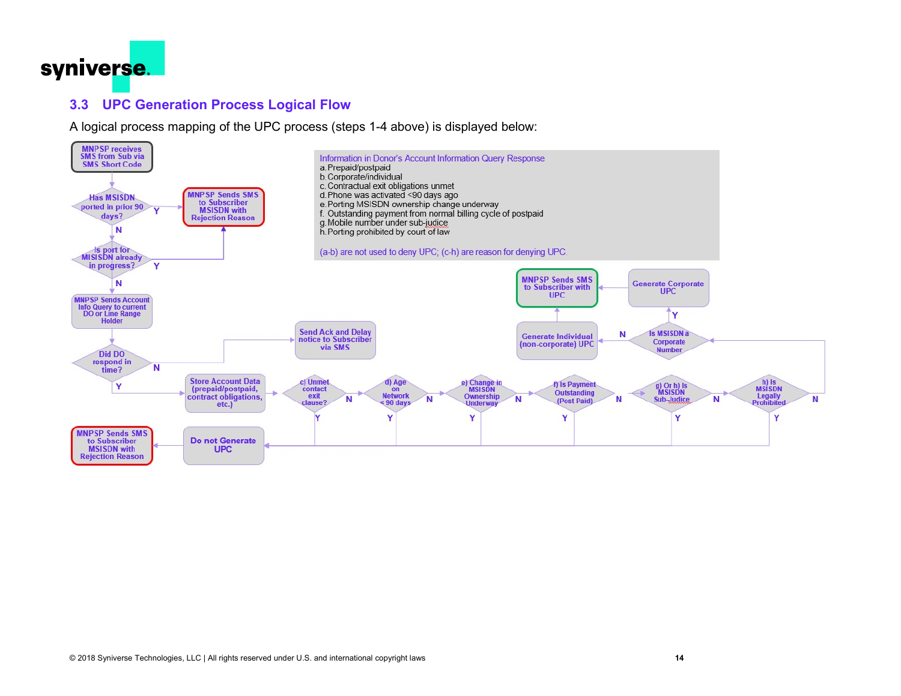## 3.3 UPC Generation Process Logical Flow

A logical process mapping of the UPC process (steps 1-4 above) is displayed below:

MNPSP receives SMS from Sub via SMS Short Code

Has MSISDN ported in prior 90 days? — Y → MNPSP Sends SMS to Subscriber MSISDN with Rejection Reason; N ↓

Is port for MISISDN already in progress? — Y → MNPSP Sends SMS to Subscriber MSISDN with Rejection Reason; N ↓

MNPSP Sends Account Info Query to current DO or Line Range Holder

Did DO respond in time? — N → Send Ack and Delay notice to Subscriber via SMS; Y ↓

Store Account Data (prepaid/postpaid, contract obligations, etc.)

c) Unmet contact exit clause? — Y → Do not Generate UPC; N ↓

d) Age on Network < 90 days — Y → Do not Generate UPC; N ↓

e) Change in MSISDN Ownership Underway — Y → Do not Generate UPC; N ↓

f) Is Payment Outstanding (Post Paid) — Y → Do not Generate UPC; N ↓

g) Or h) Is MSISDN Sub-Judice — Y → Do not Generate UPC; N ↓

h) Is MSISDN Legally Prohibited — Y → Do not Generate UPC; N ↓

Is MSISDN a Corporate Number — Y → Generate Corporate UPC; N → Generate Individual (non-corporate) UPC

Generate Corporate UPC / Generate Individual (non-corporate) UPC → MNPSP Sends SMS to Subscriber with UPC

Do not Generate UPC → MNPSP Sends SMS to Subscriber MSISDN with Rejection Reason

**Information in Donor's Account Information Query Response**

a. Prepaid/postpaid
b. Corporate/individual
c. Contractual exit obligations unmet
d. Phone was activated <90 days ago
e. Porting MSISDN ownership change underway
f. Outstanding payment from normal billing cycle of postpaid
g. Mobile number under sub-judice
h. Porting prohibited by court of law

(a-b) are not used to deny UPC; (c-h) are reason for denying UPC.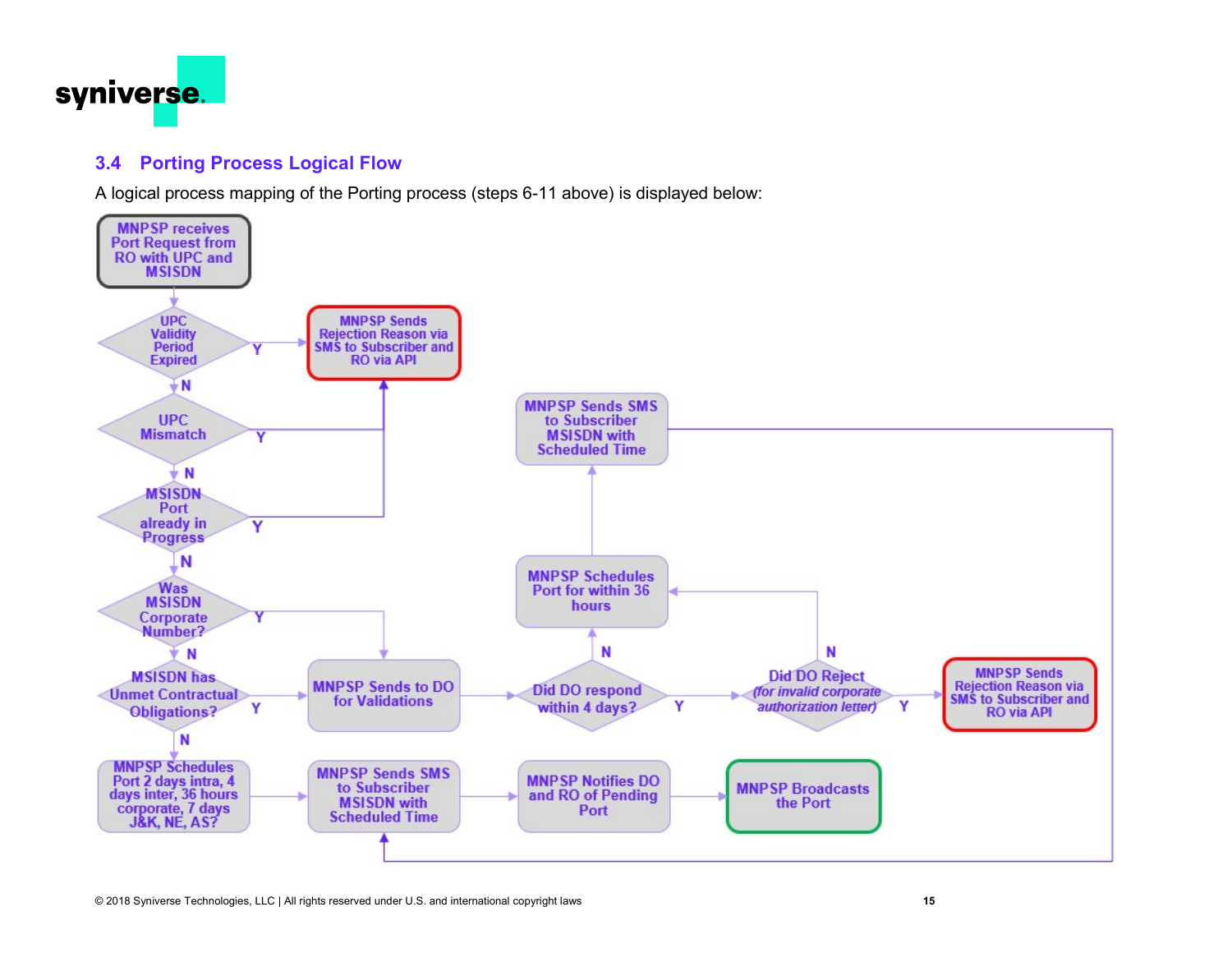### 3.4 Porting Process Logical Flow

A logical process mapping of the Porting process (steps 6-11 above) is displayed below:

- **MNPSP receives Port Request from RO with UPC and MSISDN**
- **UPC Validity Period Expired**
  - Y → MNPSP Sends Rejection Reason via SMS to Subscriber and RO via API
  - N → UPC Mismatch
- **UPC Mismatch**
  - Y → MNPSP Sends Rejection Reason via SMS to Subscriber and RO via API
  - N → MSISDN Port already in Progress
- **MSISDN Port already in Progress**
  - Y → MNPSP Sends Rejection Reason via SMS to Subscriber and RO via API
  - N → Was MSISDN Corporate Number?
- **Was MSISDN Corporate Number?**
  - Y → MNPSP Sends to DO for Validations
  - N → MSISDN has Unmet Contractual Obligations?
- **MSISDN has Unmet Contractual Obligations?**
  - Y → MNPSP Sends to DO for Validations
  - N → MNPSP Schedules Port 2 days intra, 4 days inter, 36 hours corporate, 7 days J&K, NE, AS?
- **MNPSP Sends to DO for Validations** → Did DO respond within 4 days?
- **Did DO respond within 4 days?**
  - Y → Did DO Reject *(for invalid corporate authorization letter)*
  - N → MNPSP Schedules Port for within 36 hours
- **Did DO Reject** *(for invalid corporate authorization letter)*
  - Y → MNPSP Sends Rejection Reason via SMS to Subscriber and RO via API
  - N → MNPSP Schedules Port for within 36 hours
- **MNPSP Schedules Port for within 36 hours** → MNPSP Sends SMS to Subscriber MSISDN with Scheduled Time → MNPSP Sends SMS to Subscriber MSISDN with Scheduled Time
- **MNPSP Schedules Port 2 days intra, 4 days inter, 36 hours corporate, 7 days J&K, NE, AS?** → MNPSP Sends SMS to Subscriber MSISDN with Scheduled Time → MNPSP Notifies DO and RO of Pending Port → MNPSP Broadcasts the Port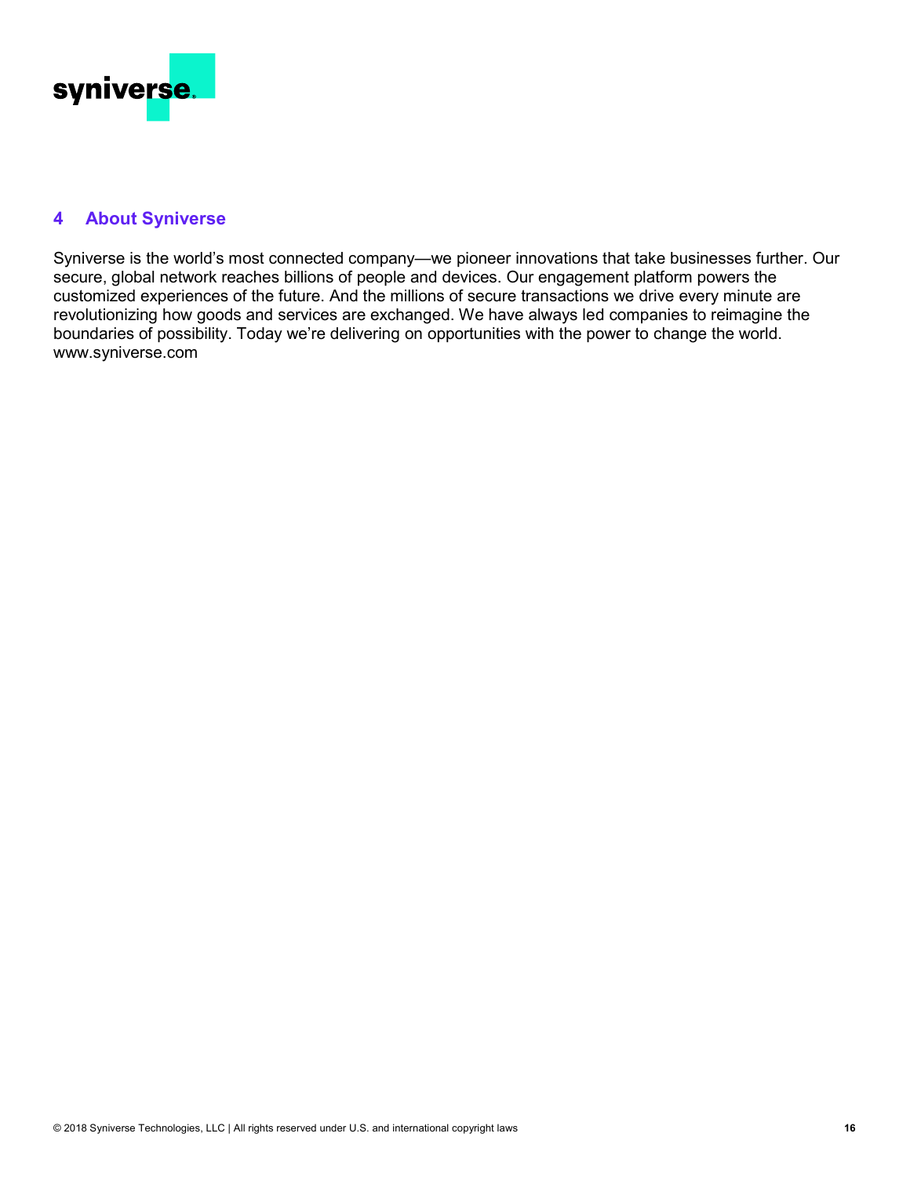## 4 About Syniverse

Syniverse is the world's most connected company—we pioneer innovations that take businesses further. Our secure, global network reaches billions of people and devices. Our engagement platform powers the customized experiences of the future. And the millions of secure transactions we drive every minute are revolutionizing how goods and services are exchanged. We have always led companies to reimagine the boundaries of possibility. Today we're delivering on opportunities with the power to change the world. www.syniverse.com